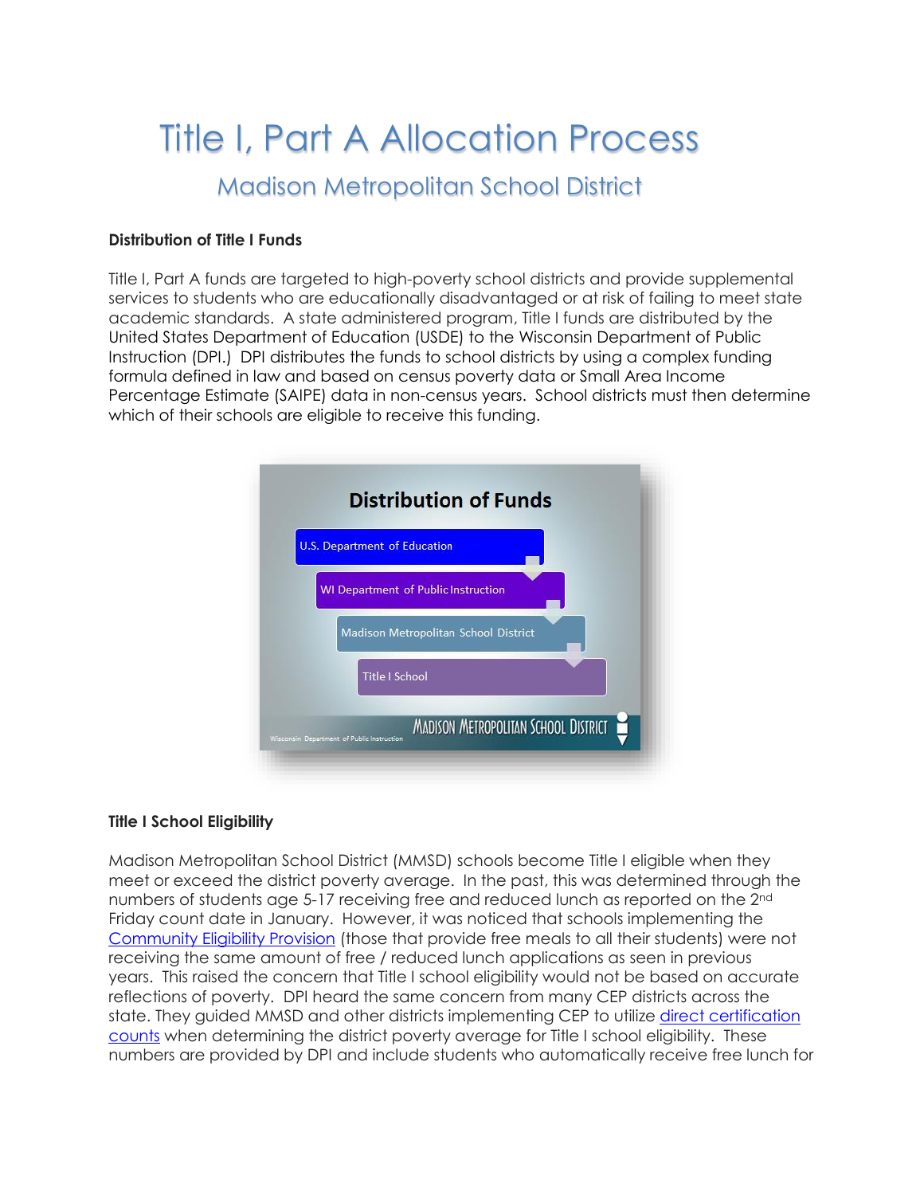# Title I, Part A Allocation Process

## Madison Metropolitan School District

**Distribution of Title I Funds**

Title I, Part A funds are targeted to high-poverty school districts and provide supplemental services to students who are educationally disadvantaged or at risk of failing to meet state academic standards. A state administered program, Title I funds are distributed by the United States Department of Education (USDE) to the Wisconsin Department of Public Instruction (DPI.) DPI distributes the funds to school districts by using a complex funding formula defined in law and based on census poverty data or Small Area Income Percentage Estimate (SAIPE) data in non-census years. School districts must then determine which of their schools are eligible to receive this funding.

**Distribution of Funds**

- U.S. Department of Education
- WI Department of Public Instruction
- Madison Metropolitan School District
- Title I School

Wisconsin Department of Public Instruction

MADISON METROPOLITAN SCHOOL DISTRICT

**Title I School Eligibility**

Madison Metropolitan School District (MMSD) schools become Title I eligible when they meet or exceed the district poverty average. In the past, this was determined through the numbers of students age 5-17 receiving free and reduced lunch as reported on the 2nd Friday count date in January. However, it was noticed that schools implementing the Community Eligibility Provision (those that provide free meals to all their students) were not receiving the same amount of free / reduced lunch applications as seen in previous years. This raised the concern that Title I school eligibility would not be based on accurate reflections of poverty. DPI heard the same concern from many CEP districts across the state. They guided MMSD and other districts implementing CEP to utilize direct certification counts when determining the district poverty average for Title I school eligibility. These numbers are provided by DPI and include students who automatically receive free lunch for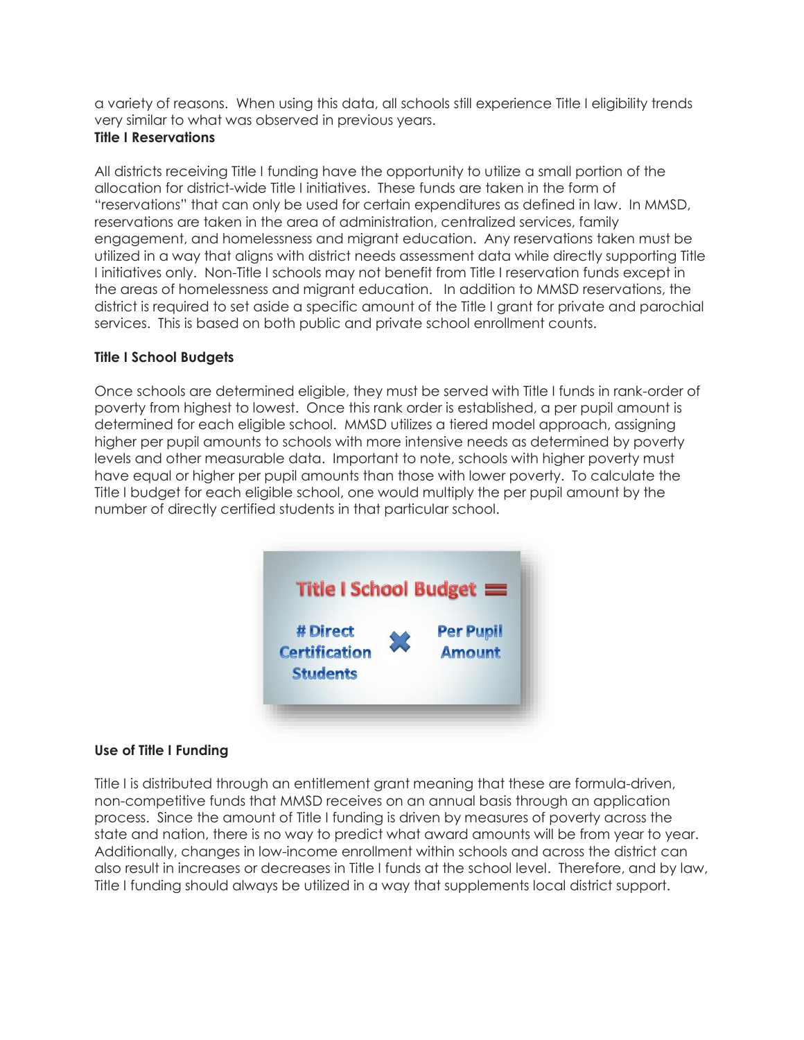a variety of reasons. When using this data, all schools still experience Title I eligibility trends very similar to what was observed in previous years.

**Title I Reservations**

All districts receiving Title I funding have the opportunity to utilize a small portion of the allocation for district-wide Title I initiatives. These funds are taken in the form of "reservations" that can only be used for certain expenditures as defined in law. In MMSD, reservations are taken in the area of administration, centralized services, family engagement, and homelessness and migrant education. Any reservations taken must be utilized in a way that aligns with district needs assessment data while directly supporting Title I initiatives only. Non-Title I schools may not benefit from Title I reservation funds except in the areas of homelessness and migrant education. In addition to MMSD reservations, the district is required to set aside a specific amount of the Title I grant for private and parochial services. This is based on both public and private school enrollment counts.

**Title I School Budgets**

Once schools are determined eligible, they must be served with Title I funds in rank-order of poverty from highest to lowest. Once this rank order is established, a per pupil amount is determined for each eligible school. MMSD utilizes a tiered model approach, assigning higher per pupil amounts to schools with more intensive needs as determined by poverty levels and other measurable data. Important to note, schools with higher poverty must have equal or higher per pupil amounts than those with lower poverty. To calculate the Title I budget for each eligible school, one would multiply the per pupil amount by the number of directly certified students in that particular school.

Title I School Budget =

\# Direct Certification Students × Per Pupil Amount

**Use of Title I Funding**

Title I is distributed through an entitlement grant meaning that these are formula-driven, non-competitive funds that MMSD receives on an annual basis through an application process. Since the amount of Title I funding is driven by measures of poverty across the state and nation, there is no way to predict what award amounts will be from year to year. Additionally, changes in low-income enrollment within schools and across the district can also result in increases or decreases in Title I funds at the school level. Therefore, and by law, Title I funding should always be utilized in a way that supplements local district support.